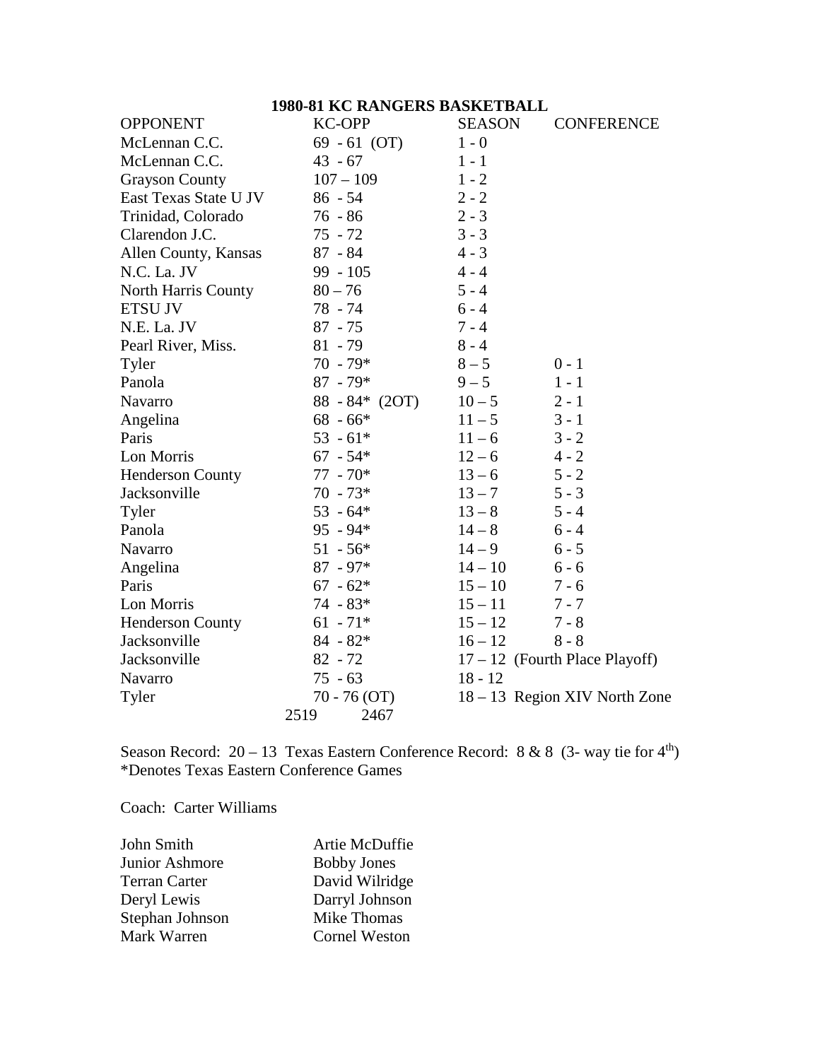# 1980-81 KC RANGERS BASKETBALL

| OPPONENT | KC-OPP | SEASON | CONFERENCE |
|---|---|---|---|
| McLennan C.C. | 69 - 61 (OT) | 1 - 0 | |
| McLennan C.C. | 43 - 67 | 1 - 1 | |
| Grayson County | 107 – 109 | 1 - 2 | |
| East Texas State U JV | 86 - 54 | 2 - 2 | |
| Trinidad, Colorado | 76 - 86 | 2 - 3 | |
| Clarendon J.C. | 75 - 72 | 3 - 3 | |
| Allen County, Kansas | 87 - 84 | 4 - 3 | |
| N.C. La. JV | 99 - 105 | 4 - 4 | |
| North Harris County | 80 – 76 | 5 - 4 | |
| ETSU JV | 78 - 74 | 6 - 4 | |
| N.E. La. JV | 87 - 75 | 7 - 4 | |
| Pearl River, Miss. | 81 - 79 | 8 - 4 | |
| Tyler | 70 - 79* | 8 – 5 | 0 - 1 |
| Panola | 87 - 79* | 9 – 5 | 1 - 1 |
| Navarro | 88 - 84* (2OT) | 10 – 5 | 2 - 1 |
| Angelina | 68 - 66* | 11 – 5 | 3 - 1 |
| Paris | 53 - 61* | 11 – 6 | 3 - 2 |
| Lon Morris | 67 - 54* | 12 – 6 | 4 - 2 |
| Henderson County | 77 - 70* | 13 – 6 | 5 - 2 |
| Jacksonville | 70 - 73* | 13 – 7 | 5 - 3 |
| Tyler | 53 - 64* | 13 – 8 | 5 - 4 |
| Panola | 95 - 94* | 14 – 8 | 6 - 4 |
| Navarro | 51 - 56* | 14 – 9 | 6 - 5 |
| Angelina | 87 - 97* | 14 – 10 | 6 - 6 |
| Paris | 67 - 62* | 15 – 10 | 7 - 6 |
| Lon Morris | 74 - 83* | 15 – 11 | 7 - 7 |
| Henderson County | 61 - 71* | 15 – 12 | 7 - 8 |
| Jacksonville | 84 - 82* | 16 – 12 | 8 - 8 |
| Jacksonville | 82 - 72 | 17 – 12 (Fourth Place Playoff) | |
| Navarro | 75 - 63 | 18 - 12 | |
| Tyler | 70 - 76 (OT) | 18 – 13 Region XIV North Zone | |
| | 2519 2467 | | |

Season Record: 20 – 13 Texas Eastern Conference Record: 8 & 8 (3- way tie for 4th)
*Denotes Texas Eastern Conference Games

Coach: Carter Williams

| | |
|---|---|
| John Smith | Artie McDuffie |
| Junior Ashmore | Bobby Jones |
| Terran Carter | David Wilridge |
| Deryl Lewis | Darryl Johnson |
| Stephan Johnson | Mike Thomas |
| Mark Warren | Cornel Weston |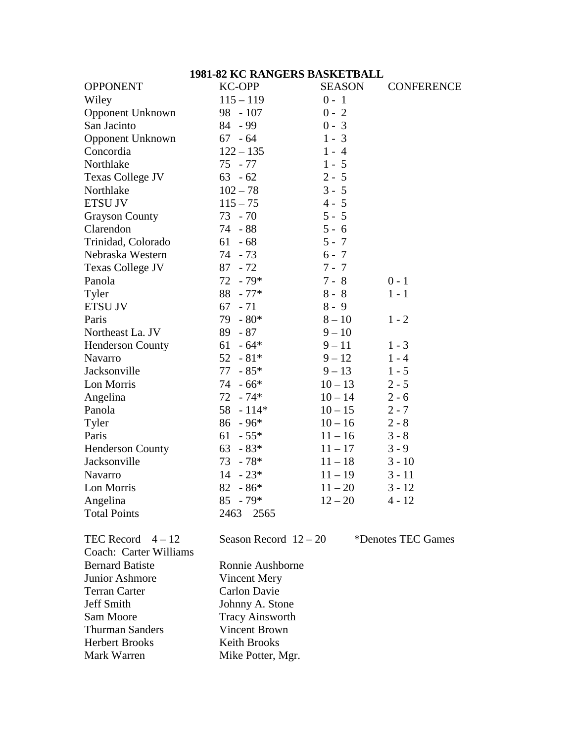## 1981-82 KC RANGERS BASKETBALL

| OPPONENT | KC-OPP | SEASON | CONFERENCE |
|---|---|---|---|
| Wiley | 115 – 119 | 0 - 1 | |
| Opponent Unknown | 98 - 107 | 0 - 2 | |
| San Jacinto | 84 - 99 | 0 - 3 | |
| Opponent Unknown | 67 - 64 | 1 - 3 | |
| Concordia | 122 – 135 | 1 - 4 | |
| Northlake | 75 - 77 | 1 - 5 | |
| Texas College JV | 63 - 62 | 2 - 5 | |
| Northlake | 102 – 78 | 3 - 5 | |
| ETSU JV | 115 – 75 | 4 - 5 | |
| Grayson County | 73 - 70 | 5 - 5 | |
| Clarendon | 74 - 88 | 5 - 6 | |
| Trinidad, Colorado | 61 - 68 | 5 - 7 | |
| Nebraska Western | 74 - 73 | 6 - 7 | |
| Texas College JV | 87 - 72 | 7 - 7 | |
| Panola | 72 - 79* | 7 - 8 | 0 - 1 |
| Tyler | 88 - 77* | 8 - 8 | 1 - 1 |
| ETSU JV | 67 - 71 | 8 - 9 | |
| Paris | 79 - 80* | 8 – 10 | 1 - 2 |
| Northeast La. JV | 89 - 87 | 9 – 10 | |
| Henderson County | 61 - 64* | 9 – 11 | 1 - 3 |
| Navarro | 52 - 81* | 9 – 12 | 1 - 4 |
| Jacksonville | 77 - 85* | 9 – 13 | 1 - 5 |
| Lon Morris | 74 - 66* | 10 – 13 | 2 - 5 |
| Angelina | 72 - 74* | 10 – 14 | 2 - 6 |
| Panola | 58 - 114* | 10 – 15 | 2 - 7 |
| Tyler | 86 - 96* | 10 – 16 | 2 - 8 |
| Paris | 61 - 55* | 11 – 16 | 3 - 8 |
| Henderson County | 63 - 83* | 11 – 17 | 3 - 9 |
| Jacksonville | 73 - 78* | 11 – 18 | 3 - 10 |
| Navarro | 14 - 23* | 11 – 19 | 3 - 11 |
| Lon Morris | 82 - 86* | 11 – 20 | 3 - 12 |
| Angelina | 85 - 79* | 12 – 20 | 4 - 12 |
| Total Points | 2463 2565 | | |

TEC Record 4 – 12 Season Record 12 – 20 *Denotes TEC Games

Coach: Carter Williams

| | |
|---|---|
| Bernard Batiste | Ronnie Aushborne |
| Junior Ashmore | Vincent Mery |
| Terran Carter | Carlon Davie |
| Jeff Smith | Johnny A. Stone |
| Sam Moore | Tracy Ainsworth |
| Thurman Sanders | Vincent Brown |
| Herbert Brooks | Keith Brooks |
| Mark Warren | Mike Potter, Mgr. |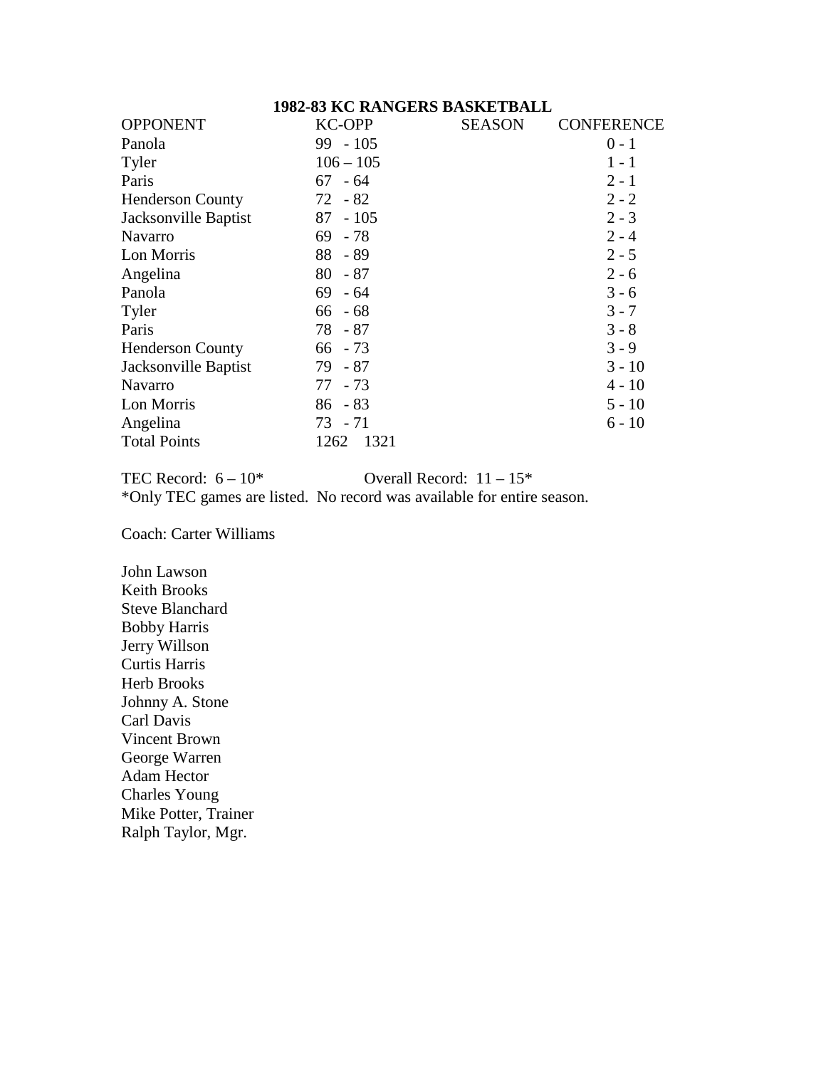**1982-83 KC RANGERS BASKETBALL**

| OPPONENT | KC-OPP | SEASON | CONFERENCE |
|---|---|---|---|
| Panola | 99 - 105 | | 0 - 1 |
| Tyler | 106 – 105 | | 1 - 1 |
| Paris | 67 - 64 | | 2 - 1 |
| Henderson County | 72 - 82 | | 2 - 2 |
| Jacksonville Baptist | 87 - 105 | | 2 - 3 |
| Navarro | 69 - 78 | | 2 - 4 |
| Lon Morris | 88 - 89 | | 2 - 5 |
| Angelina | 80 - 87 | | 2 - 6 |
| Panola | 69 - 64 | | 3 - 6 |
| Tyler | 66 - 68 | | 3 - 7 |
| Paris | 78 - 87 | | 3 - 8 |
| Henderson County | 66 - 73 | | 3 - 9 |
| Jacksonville Baptist | 79 - 87 | | 3 - 10 |
| Navarro | 77 - 73 | | 4 - 10 |
| Lon Morris | 86 - 83 | | 5 - 10 |
| Angelina | 73 - 71 | | 6 - 10 |
| Total Points | 1262 1321 | | |

TEC Record: 6 – 10* Overall Record: 11 – 15*

*Only TEC games are listed. No record was available for entire season.

Coach: Carter Williams

John Lawson
Keith Brooks
Steve Blanchard
Bobby Harris
Jerry Willson
Curtis Harris
Herb Brooks
Johnny A. Stone
Carl Davis
Vincent Brown
George Warren
Adam Hector
Charles Young
Mike Potter, Trainer
Ralph Taylor, Mgr.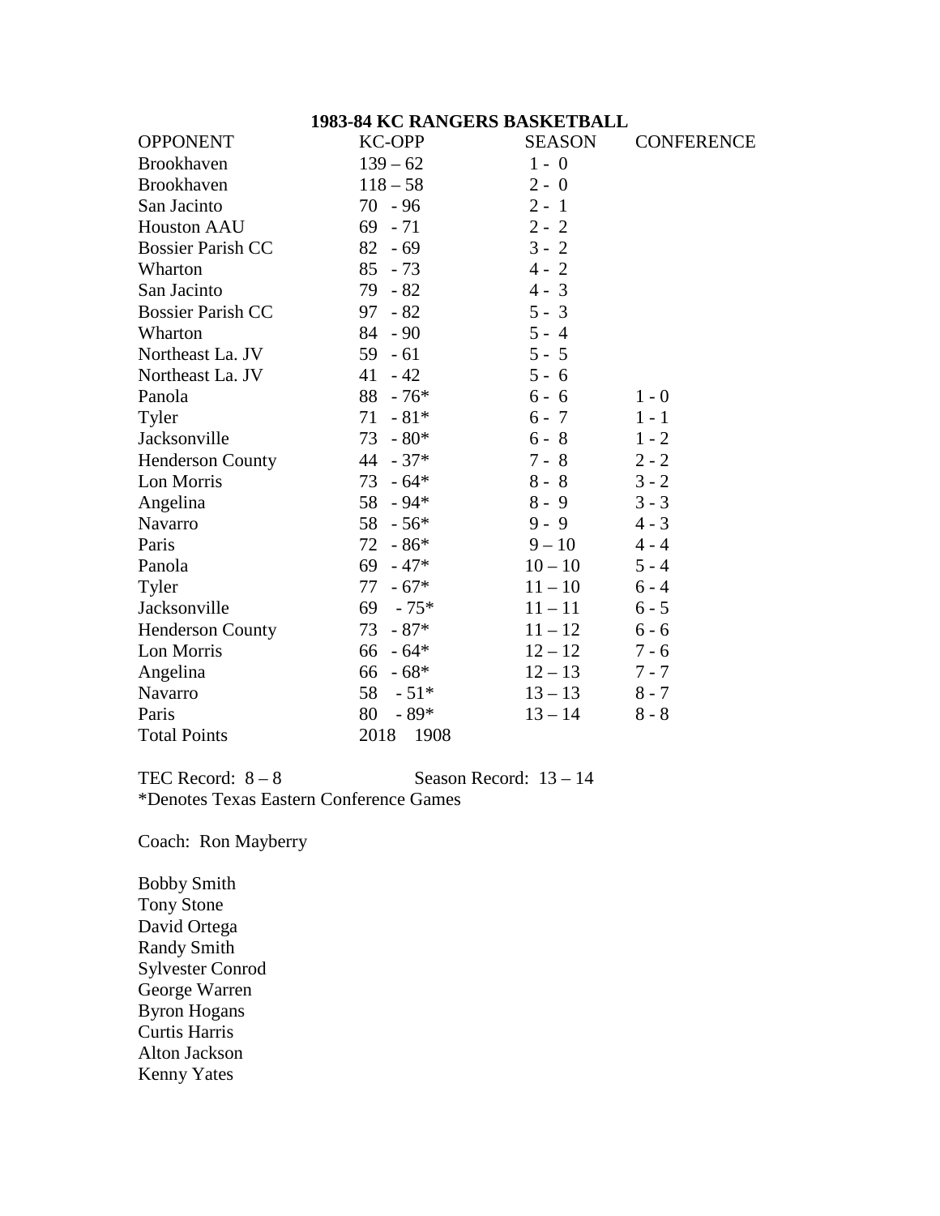**1983-84 KC RANGERS BASKETBALL**

| OPPONENT | KC-OPP | SEASON | CONFERENCE |
|---|---|---|---|
| Brookhaven | 139 – 62 | 1 - 0 | |
| Brookhaven | 118 – 58 | 2 - 0 | |
| San Jacinto | 70 - 96 | 2 - 1 | |
| Houston AAU | 69 - 71 | 2 - 2 | |
| Bossier Parish CC | 82 - 69 | 3 - 2 | |
| Wharton | 85 - 73 | 4 - 2 | |
| San Jacinto | 79 - 82 | 4 - 3 | |
| Bossier Parish CC | 97 - 82 | 5 - 3 | |
| Wharton | 84 - 90 | 5 - 4 | |
| Northeast La. JV | 59 - 61 | 5 - 5 | |
| Northeast La. JV | 41 - 42 | 5 - 6 | |
| Panola | 88 - 76* | 6 - 6 | 1 - 0 |
| Tyler | 71 - 81* | 6 - 7 | 1 - 1 |
| Jacksonville | 73 - 80* | 6 - 8 | 1 - 2 |
| Henderson County | 44 - 37* | 7 - 8 | 2 - 2 |
| Lon Morris | 73 - 64* | 8 - 8 | 3 - 2 |
| Angelina | 58 - 94* | 8 - 9 | 3 - 3 |
| Navarro | 58 - 56* | 9 - 9 | 4 - 3 |
| Paris | 72 - 86* | 9 – 10 | 4 - 4 |
| Panola | 69 - 47* | 10 – 10 | 5 - 4 |
| Tyler | 77 - 67* | 11 – 10 | 6 - 4 |
| Jacksonville | 69 - 75* | 11 – 11 | 6 - 5 |
| Henderson County | 73 - 87* | 11 – 12 | 6 - 6 |
| Lon Morris | 66 - 64* | 12 – 12 | 7 - 6 |
| Angelina | 66 - 68* | 12 – 13 | 7 - 7 |
| Navarro | 58 - 51* | 13 – 13 | 8 - 7 |
| Paris | 80 - 89* | 13 – 14 | 8 - 8 |
| Total Points | 2018 1908 | | |

TEC Record: 8 – 8 Season Record: 13 – 14

*Denotes Texas Eastern Conference Games

Coach: Ron Mayberry

Bobby Smith
Tony Stone
David Ortega
Randy Smith
Sylvester Conrod
George Warren
Byron Hogans
Curtis Harris
Alton Jackson
Kenny Yates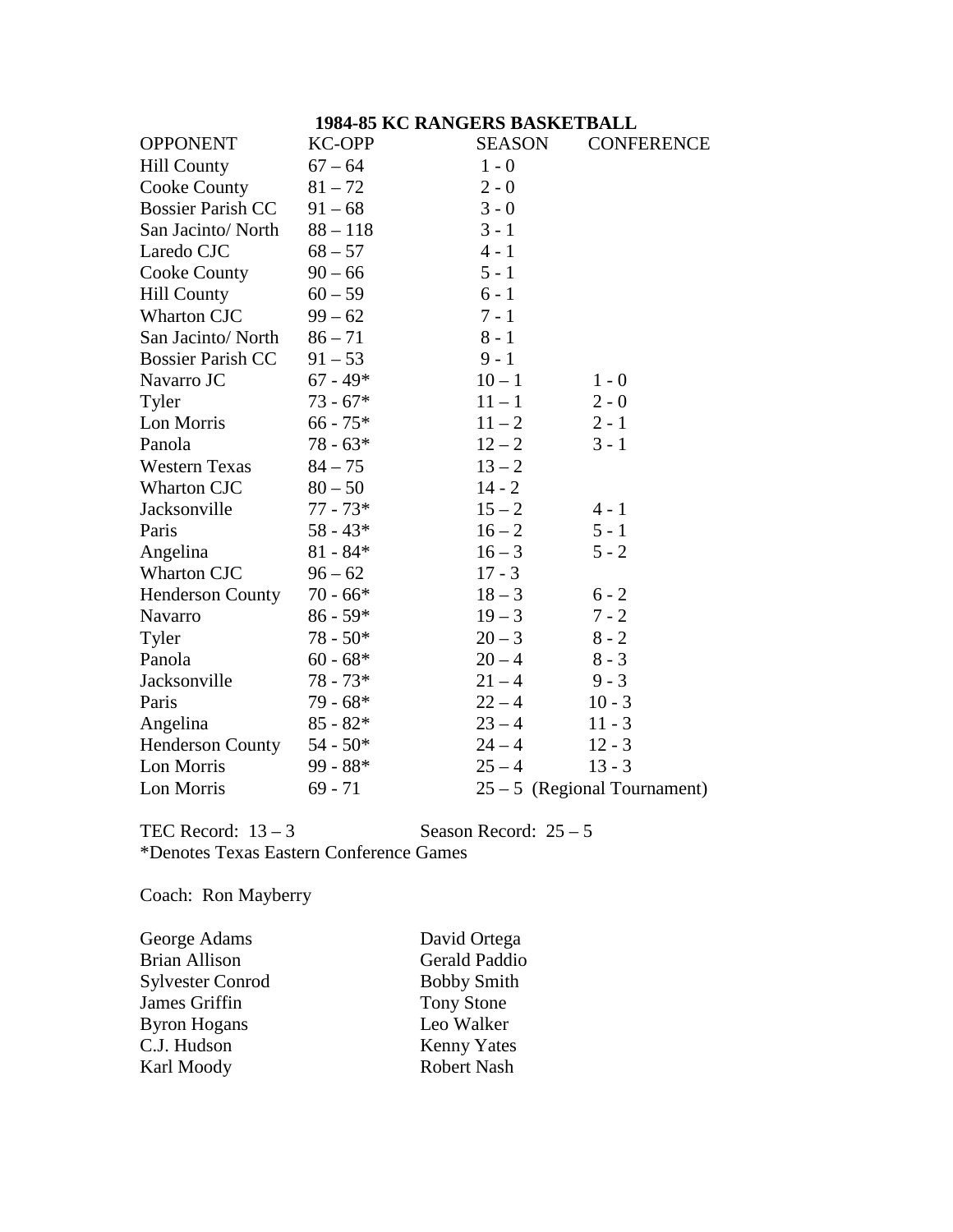## 1984-85 KC RANGERS BASKETBALL

| OPPONENT | KC-OPP | SEASON | CONFERENCE |
|---|---|---|---|
| Hill County | 67 – 64 | 1 - 0 | |
| Cooke County | 81 – 72 | 2 - 0 | |
| Bossier Parish CC | 91 – 68 | 3 - 0 | |
| San Jacinto/ North | 88 – 118 | 3 - 1 | |
| Laredo CJC | 68 – 57 | 4 - 1 | |
| Cooke County | 90 – 66 | 5 - 1 | |
| Hill County | 60 – 59 | 6 - 1 | |
| Wharton CJC | 99 – 62 | 7 - 1 | |
| San Jacinto/ North | 86 – 71 | 8 - 1 | |
| Bossier Parish CC | 91 – 53 | 9 - 1 | |
| Navarro JC | 67 - 49* | 10 – 1 | 1 - 0 |
| Tyler | 73 - 67* | 11 – 1 | 2 - 0 |
| Lon Morris | 66 - 75* | 11 – 2 | 2 - 1 |
| Panola | 78 - 63* | 12 – 2 | 3 - 1 |
| Western Texas | 84 – 75 | 13 – 2 | |
| Wharton CJC | 80 – 50 | 14 - 2 | |
| Jacksonville | 77 - 73* | 15 – 2 | 4 - 1 |
| Paris | 58 - 43* | 16 – 2 | 5 - 1 |
| Angelina | 81 - 84* | 16 – 3 | 5 - 2 |
| Wharton CJC | 96 – 62 | 17 - 3 | |
| Henderson County | 70 - 66* | 18 – 3 | 6 - 2 |
| Navarro | 86 - 59* | 19 – 3 | 7 - 2 |
| Tyler | 78 - 50* | 20 – 3 | 8 - 2 |
| Panola | 60 - 68* | 20 – 4 | 8 - 3 |
| Jacksonville | 78 - 73* | 21 – 4 | 9 - 3 |
| Paris | 79 - 68* | 22 – 4 | 10 - 3 |
| Angelina | 85 - 82* | 23 – 4 | 11 - 3 |
| Henderson County | 54 - 50* | 24 – 4 | 12 - 3 |
| Lon Morris | 99 - 88* | 25 – 4 | 13 - 3 |
| Lon Morris | 69 - 71 | 25 – 5 (Regional Tournament) | |

TEC Record: 13 – 3 Season Record: 25 – 5

*Denotes Texas Eastern Conference Games

Coach: Ron Mayberry

George Adams
Brian Allison
Sylvester Conrod
James Griffin
Byron Hogans
C.J. Hudson
Karl Moody
David Ortega
Gerald Paddio
Bobby Smith
Tony Stone
Leo Walker
Kenny Yates
Robert Nash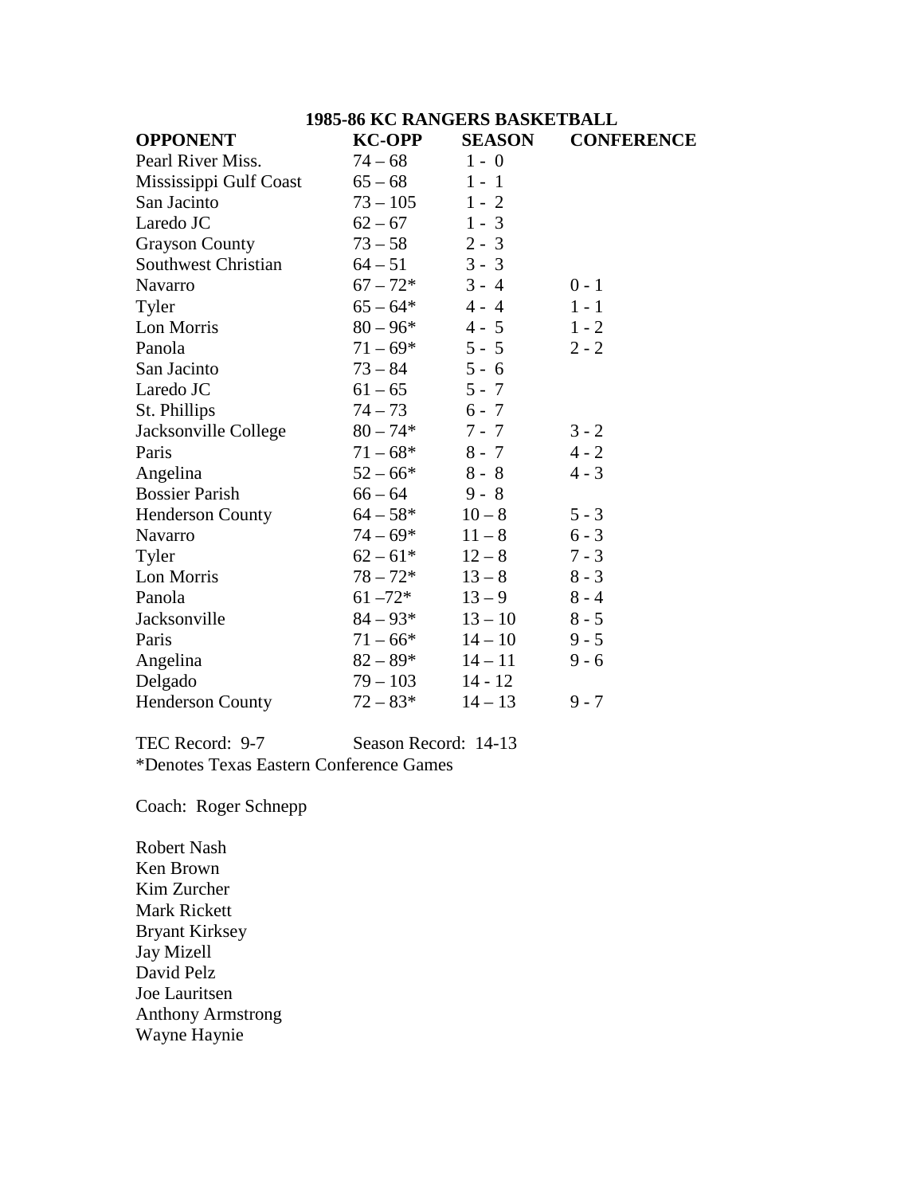## 1985-86 KC RANGERS BASKETBALL

| OPPONENT | KC-OPP | SEASON | CONFERENCE |
|---|---|---|---|
| Pearl River Miss. | 74 – 68 | 1 - 0 | |
| Mississippi Gulf Coast | 65 – 68 | 1 - 1 | |
| San Jacinto | 73 – 105 | 1 - 2 | |
| Laredo JC | 62 – 67 | 1 - 3 | |
| Grayson County | 73 – 58 | 2 - 3 | |
| Southwest Christian | 64 – 51 | 3 - 3 | |
| Navarro | 67 – 72* | 3 - 4 | 0 - 1 |
| Tyler | 65 – 64* | 4 - 4 | 1 - 1 |
| Lon Morris | 80 – 96* | 4 - 5 | 1 - 2 |
| Panola | 71 – 69* | 5 - 5 | 2 - 2 |
| San Jacinto | 73 – 84 | 5 - 6 | |
| Laredo JC | 61 – 65 | 5 - 7 | |
| St. Phillips | 74 – 73 | 6 - 7 | |
| Jacksonville College | 80 – 74* | 7 - 7 | 3 - 2 |
| Paris | 71 – 68* | 8 - 7 | 4 - 2 |
| Angelina | 52 – 66* | 8 - 8 | 4 - 3 |
| Bossier Parish | 66 – 64 | 9 - 8 | |
| Henderson County | 64 – 58* | 10 – 8 | 5 - 3 |
| Navarro | 74 – 69* | 11 – 8 | 6 - 3 |
| Tyler | 62 – 61* | 12 – 8 | 7 - 3 |
| Lon Morris | 78 – 72* | 13 – 8 | 8 - 3 |
| Panola | 61 –72* | 13 – 9 | 8 - 4 |
| Jacksonville | 84 – 93* | 13 – 10 | 8 - 5 |
| Paris | 71 – 66* | 14 – 10 | 9 - 5 |
| Angelina | 82 – 89* | 14 – 11 | 9 - 6 |
| Delgado | 79 – 103 | 14 - 12 | |
| Henderson County | 72 – 83* | 14 – 13 | 9 - 7 |

TEC Record: 9-7 Season Record: 14-13

*Denotes Texas Eastern Conference Games

Coach: Roger Schnepp

Robert Nash
Ken Brown
Kim Zurcher
Mark Rickett
Bryant Kirksey
Jay Mizell
David Pelz
Joe Lauritsen
Anthony Armstrong
Wayne Haynie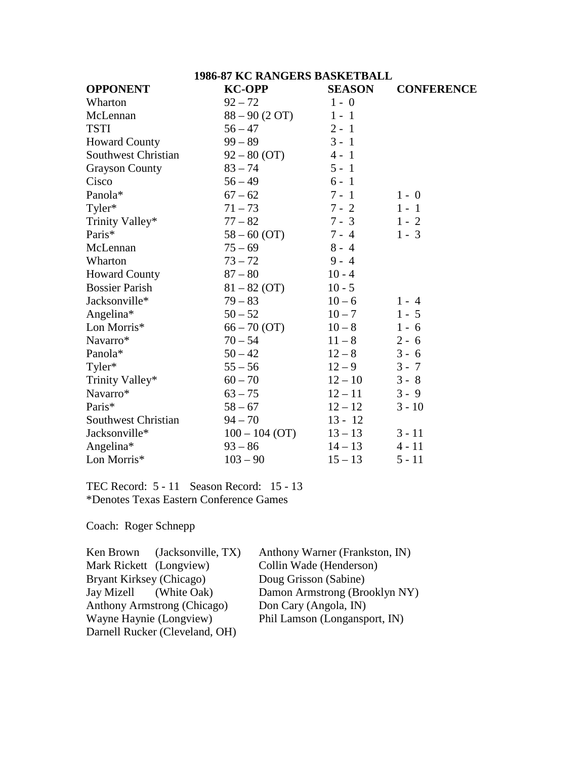## 1986-87 KC RANGERS BASKETBALL

| OPPONENT | KC-OPP | SEASON | CONFERENCE |
|---|---|---|---|
| Wharton | 92 – 72 | 1 - 0 | |
| McLennan | 88 – 90 (2 OT) | 1 - 1 | |
| TSTI | 56 – 47 | 2 - 1 | |
| Howard County | 99 – 89 | 3 - 1 | |
| Southwest Christian | 92 – 80 (OT) | 4 - 1 | |
| Grayson County | 83 – 74 | 5 - 1 | |
| Cisco | 56 – 49 | 6 - 1 | |
| Panola* | 67 – 62 | 7 - 1 | 1 - 0 |
| Tyler* | 71 – 73 | 7 - 2 | 1 - 1 |
| Trinity Valley* | 77 – 82 | 7 - 3 | 1 - 2 |
| Paris* | 58 – 60 (OT) | 7 - 4 | 1 - 3 |
| McLennan | 75 – 69 | 8 - 4 | |
| Wharton | 73 – 72 | 9 - 4 | |
| Howard County | 87 – 80 | 10 - 4 | |
| Bossier Parish | 81 – 82 (OT) | 10 - 5 | |
| Jacksonville* | 79 – 83 | 10 – 6 | 1 - 4 |
| Angelina* | 50 – 52 | 10 – 7 | 1 - 5 |
| Lon Morris* | 66 – 70 (OT) | 10 – 8 | 1 - 6 |
| Navarro* | 70 – 54 | 11 – 8 | 2 - 6 |
| Panola* | 50 – 42 | 12 – 8 | 3 - 6 |
| Tyler* | 55 – 56 | 12 – 9 | 3 - 7 |
| Trinity Valley* | 60 – 70 | 12 – 10 | 3 - 8 |
| Navarro* | 63 – 75 | 12 – 11 | 3 - 9 |
| Paris* | 58 – 67 | 12 – 12 | 3 - 10 |
| Southwest Christian | 94 – 70 | 13 - 12 | |
| Jacksonville* | 100 – 104 (OT) | 13 – 13 | 3 - 11 |
| Angelina* | 93 – 86 | 14 – 13 | 4 - 11 |
| Lon Morris* | 103 – 90 | 15 – 13 | 5 - 11 |

TEC Record: 5 - 11 Season Record: 15 - 13
*Denotes Texas Eastern Conference Games

Coach: Roger Schnepp

Ken Brown (Jacksonville, TX)
Mark Rickett (Longview)
Bryant Kirksey (Chicago)
Jay Mizell (White Oak)
Anthony Armstrong (Chicago)
Wayne Haynie (Longview)
Darnell Rucker (Cleveland, OH)
Anthony Warner (Frankston, IN)
Collin Wade (Henderson)
Doug Grisson (Sabine)
Damon Armstrong (Brooklyn NY)
Don Cary (Angola, IN)
Phil Lamson (Longansport, IN)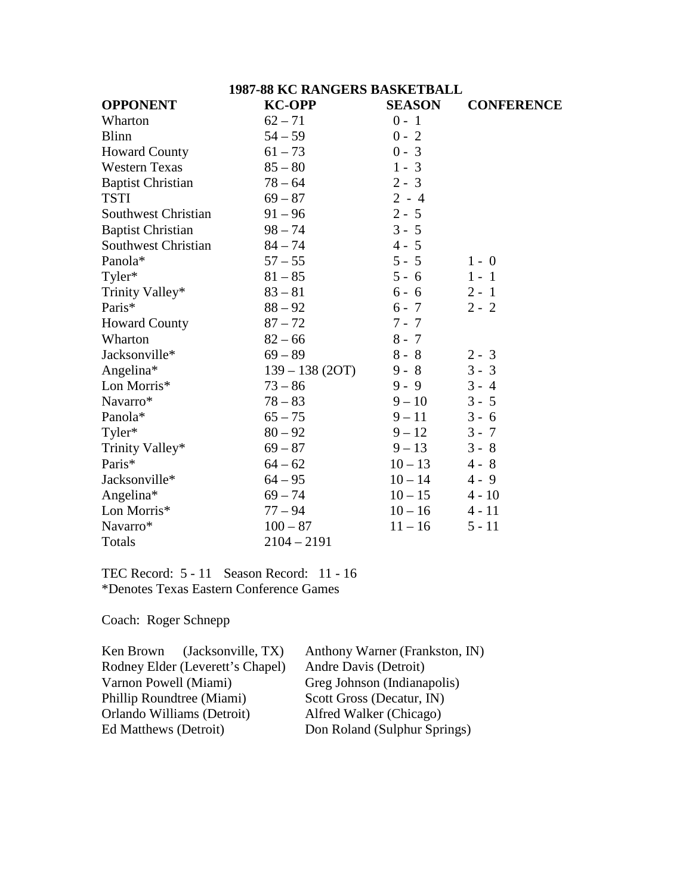## 1987-88 KC RANGERS BASKETBALL

| OPPONENT | KC-OPP | SEASON | CONFERENCE |
|---|---|---|---|
| Wharton | 62 – 71 | 0 - 1 | |
| Blinn | 54 – 59 | 0 - 2 | |
| Howard County | 61 – 73 | 0 - 3 | |
| Western Texas | 85 – 80 | 1 - 3 | |
| Baptist Christian | 78 – 64 | 2 - 3 | |
| TSTI | 69 – 87 | 2 - 4 | |
| Southwest Christian | 91 – 96 | 2 - 5 | |
| Baptist Christian | 98 – 74 | 3 - 5 | |
| Southwest Christian | 84 – 74 | 4 - 5 | |
| Panola* | 57 – 55 | 5 - 5 | 1 - 0 |
| Tyler* | 81 – 85 | 5 - 6 | 1 - 1 |
| Trinity Valley* | 83 – 81 | 6 - 6 | 2 - 1 |
| Paris* | 88 – 92 | 6 - 7 | 2 - 2 |
| Howard County | 87 – 72 | 7 - 7 | |
| Wharton | 82 – 66 | 8 - 7 | |
| Jacksonville* | 69 – 89 | 8 - 8 | 2 - 3 |
| Angelina* | 139 – 138 (2OT) | 9 - 8 | 3 - 3 |
| Lon Morris* | 73 – 86 | 9 - 9 | 3 - 4 |
| Navarro* | 78 – 83 | 9 – 10 | 3 - 5 |
| Panola* | 65 – 75 | 9 – 11 | 3 - 6 |
| Tyler* | 80 – 92 | 9 – 12 | 3 - 7 |
| Trinity Valley* | 69 – 87 | 9 – 13 | 3 - 8 |
| Paris* | 64 – 62 | 10 – 13 | 4 - 8 |
| Jacksonville* | 64 – 95 | 10 – 14 | 4 - 9 |
| Angelina* | 69 – 74 | 10 – 15 | 4 - 10 |
| Lon Morris* | 77 – 94 | 10 – 16 | 4 - 11 |
| Navarro* | 100 – 87 | 11 – 16 | 5 - 11 |
| Totals | 2104 – 2191 | | |

TEC Record: 5 - 11 Season Record: 11 - 16
*Denotes Texas Eastern Conference Games

Coach: Roger Schnepp

Ken Brown (Jacksonville, TX)
Rodney Elder (Leverett's Chapel)
Varnon Powell (Miami)
Phillip Roundtree (Miami)
Orlando Williams (Detroit)
Ed Matthews (Detroit)
Anthony Warner (Frankston, IN)
Andre Davis (Detroit)
Greg Johnson (Indianapolis)
Scott Gross (Decatur, IN)
Alfred Walker (Chicago)
Don Roland (Sulphur Springs)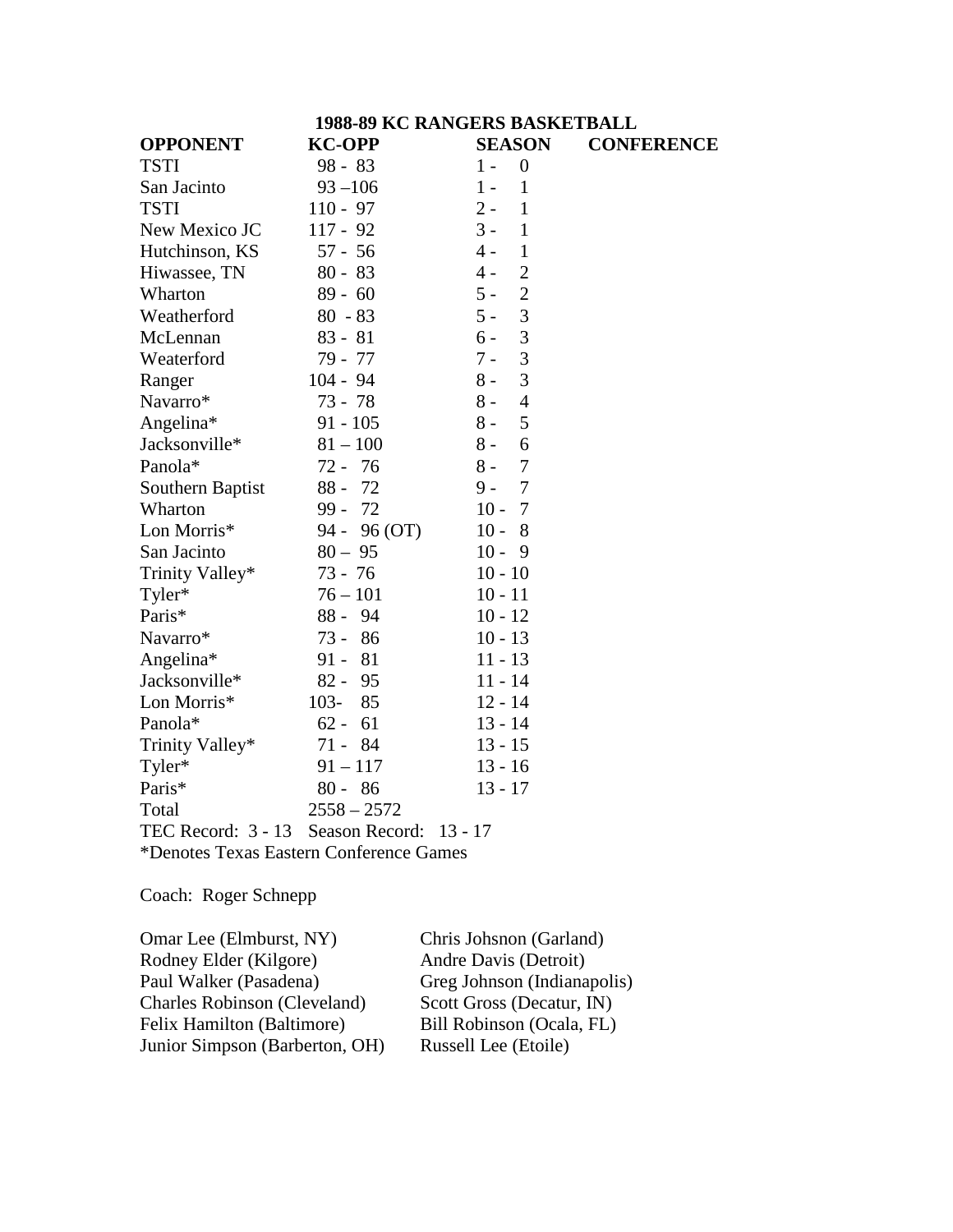## 1988-89 KC RANGERS BASKETBALL

| OPPONENT | KC-OPP | SEASON | CONFERENCE |
|---|---|---|---|
| TSTI | 98 - 83 | 1 - 0 | |
| San Jacinto | 93 –106 | 1 - 1 | |
| TSTI | 110 - 97 | 2 - 1 | |
| New Mexico JC | 117 - 92 | 3 - 1 | |
| Hutchinson, KS | 57 - 56 | 4 - 1 | |
| Hiwassee, TN | 80 - 83 | 4 - 2 | |
| Wharton | 89 - 60 | 5 - 2 | |
| Weatherford | 80 - 83 | 5 - 3 | |
| McLennan | 83 - 81 | 6 - 3 | |
| Weaterford | 79 - 77 | 7 - 3 | |
| Ranger | 104 - 94 | 8 - 3 | |
| Navarro* | 73 - 78 | 8 - 4 | |
| Angelina* | 91 - 105 | 8 - 5 | |
| Jacksonville* | 81 – 100 | 8 - 6 | |
| Panola* | 72 - 76 | 8 - 7 | |
| Southern Baptist | 88 - 72 | 9 - 7 | |
| Wharton | 99 - 72 | 10 - 7 | |
| Lon Morris* | 94 - 96 (OT) | 10 - 8 | |
| San Jacinto | 80 – 95 | 10 - 9 | |
| Trinity Valley* | 73 - 76 | 10 - 10 | |
| Tyler* | 76 – 101 | 10 - 11 | |
| Paris* | 88 - 94 | 10 - 12 | |
| Navarro* | 73 - 86 | 10 - 13 | |
| Angelina* | 91 - 81 | 11 - 13 | |
| Jacksonville* | 82 - 95 | 11 - 14 | |
| Lon Morris* | 103- 85 | 12 - 14 | |
| Panola* | 62 - 61 | 13 - 14 | |
| Trinity Valley* | 71 - 84 | 13 - 15 | |
| Tyler* | 91 – 117 | 13 - 16 | |
| Paris* | 80 - 86 | 13 - 17 | |
| Total | 2558 – 2572 | | |

TEC Record: 3 - 13 Season Record: 13 - 17

*Denotes Texas Eastern Conference Games

Coach: Roger Schnepp

Omar Lee (Elmburst, NY)
Rodney Elder (Kilgore)
Paul Walker (Pasadena)
Charles Robinson (Cleveland)
Felix Hamilton (Baltimore)
Junior Simpson (Barberton, OH)
Chris Johsnon (Garland)
Andre Davis (Detroit)
Greg Johnson (Indianapolis)
Scott Gross (Decatur, IN)
Bill Robinson (Ocala, FL)
Russell Lee (Etoile)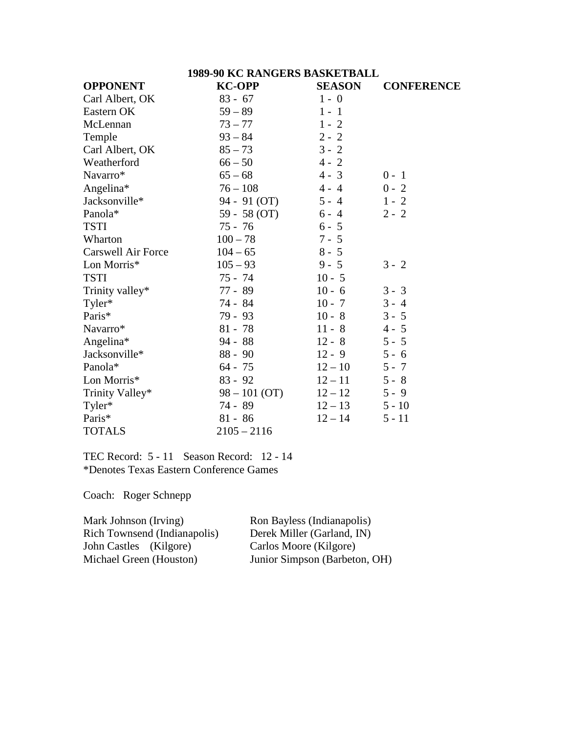## 1989-90 KC RANGERS BASKETBALL

| OPPONENT | KC-OPP | SEASON | CONFERENCE |
|---|---|---|---|
| Carl Albert, OK | 83 - 67 | 1 - 0 | |
| Eastern OK | 59 – 89 | 1 - 1 | |
| McLennan | 73 – 77 | 1 - 2 | |
| Temple | 93 – 84 | 2 - 2 | |
| Carl Albert, OK | 85 – 73 | 3 - 2 | |
| Weatherford | 66 – 50 | 4 - 2 | |
| Navarro* | 65 – 68 | 4 - 3 | 0 - 1 |
| Angelina* | 76 – 108 | 4 - 4 | 0 - 2 |
| Jacksonville* | 94 - 91 (OT) | 5 - 4 | 1 - 2 |
| Panola* | 59 - 58 (OT) | 6 - 4 | 2 - 2 |
| TSTI | 75 - 76 | 6 - 5 | |
| Wharton | 100 – 78 | 7 - 5 | |
| Carswell Air Force | 104 – 65 | 8 - 5 | |
| Lon Morris* | 105 – 93 | 9 - 5 | 3 - 2 |
| TSTI | 75 - 74 | 10 - 5 | |
| Trinity valley* | 77 - 89 | 10 - 6 | 3 - 3 |
| Tyler* | 74 - 84 | 10 - 7 | 3 - 4 |
| Paris* | 79 - 93 | 10 - 8 | 3 - 5 |
| Navarro* | 81 - 78 | 11 - 8 | 4 - 5 |
| Angelina* | 94 - 88 | 12 - 8 | 5 - 5 |
| Jacksonville* | 88 - 90 | 12 - 9 | 5 - 6 |
| Panola* | 64 - 75 | 12 – 10 | 5 - 7 |
| Lon Morris* | 83 - 92 | 12 – 11 | 5 - 8 |
| Trinity Valley* | 98 – 101 (OT) | 12 – 12 | 5 - 9 |
| Tyler* | 74 - 89 | 12 – 13 | 5 - 10 |
| Paris* | 81 - 86 | 12 – 14 | 5 - 11 |
| TOTALS | 2105 – 2116 | | |

TEC Record: 5 - 11 Season Record: 12 - 14
*Denotes Texas Eastern Conference Games

Coach: Roger Schnepp

Mark Johnson (Irving)
Rich Townsend (Indianapolis)
John Castles (Kilgore)
Michael Green (Houston)
Ron Bayless (Indianapolis)
Derek Miller (Garland, IN)
Carlos Moore (Kilgore)
Junior Simpson (Barbeton, OH)